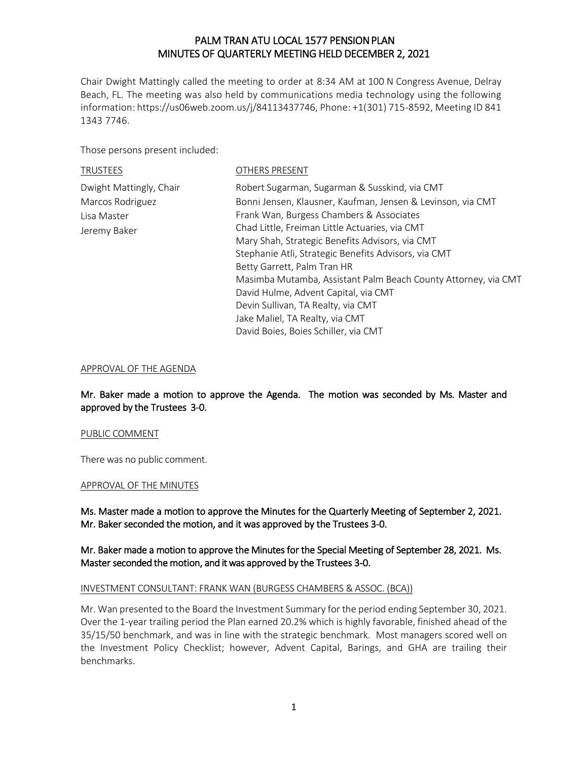# PALM TRAN ATU LOCAL 1577 PENSION PLAN
# MINUTES OF QUARTERLY MEETING HELD DECEMBER 2, 2021

Chair Dwight Mattingly called the meeting to order at 8:34 AM at 100 N Congress Avenue, Delray Beach, FL. The meeting was also held by communications media technology using the following information: https://us06web.zoom.us/j/84113437746, Phone: +1(301) 715-8592, Meeting ID 841 1343 7746.

Those persons present included:

| TRUSTEES | OTHERS PRESENT |
|---|---|
| Dwight Mattingly, Chair | Robert Sugarman, Sugarman & Susskind, via CMT |
| Marcos Rodriguez | Bonni Jensen, Klausner, Kaufman, Jensen & Levinson, via CMT |
| Lisa Master | Frank Wan, Burgess Chambers & Associates |
| Jeremy Baker | Chad Little, Freiman Little Actuaries, via CMT |
| | Mary Shah, Strategic Benefits Advisors, via CMT |
| | Stephanie Atli, Strategic Benefits Advisors, via CMT |
| | Betty Garrett, Palm Tran HR |
| | Masimba Mutamba, Assistant Palm Beach County Attorney, via CMT |
| | David Hulme, Advent Capital, via CMT |
| | Devin Sullivan, TA Realty, via CMT |
| | Jake Maliel, TA Realty, via CMT |
| | David Boies, Boies Schiller, via CMT |

APPROVAL OF THE AGENDA

**Mr. Baker made a motion to approve the Agenda. The motion was seconded by Ms. Master and approved by the Trustees 3-0.**

PUBLIC COMMENT

There was no public comment.

APPROVAL OF THE MINUTES

**Ms. Master made a motion to approve the Minutes for the Quarterly Meeting of September 2, 2021. Mr. Baker seconded the motion, and it was approved by the Trustees 3-0.**

**Mr. Baker made a motion to approve the Minutes for the Special Meeting of September 28, 2021. Ms. Master seconded the motion, and it was approved by the Trustees 3-0.**

INVESTMENT CONSULTANT: FRANK WAN (BURGESS CHAMBERS & ASSOC. (BCA))

Mr. Wan presented to the Board the Investment Summary for the period ending September 30, 2021. Over the 1-year trailing period the Plan earned 20.2% which is highly favorable, finished ahead of the 35/15/50 benchmark, and was in line with the strategic benchmark. Most managers scored well on the Investment Policy Checklist; however, Advent Capital, Barings, and GHA are trailing their benchmarks.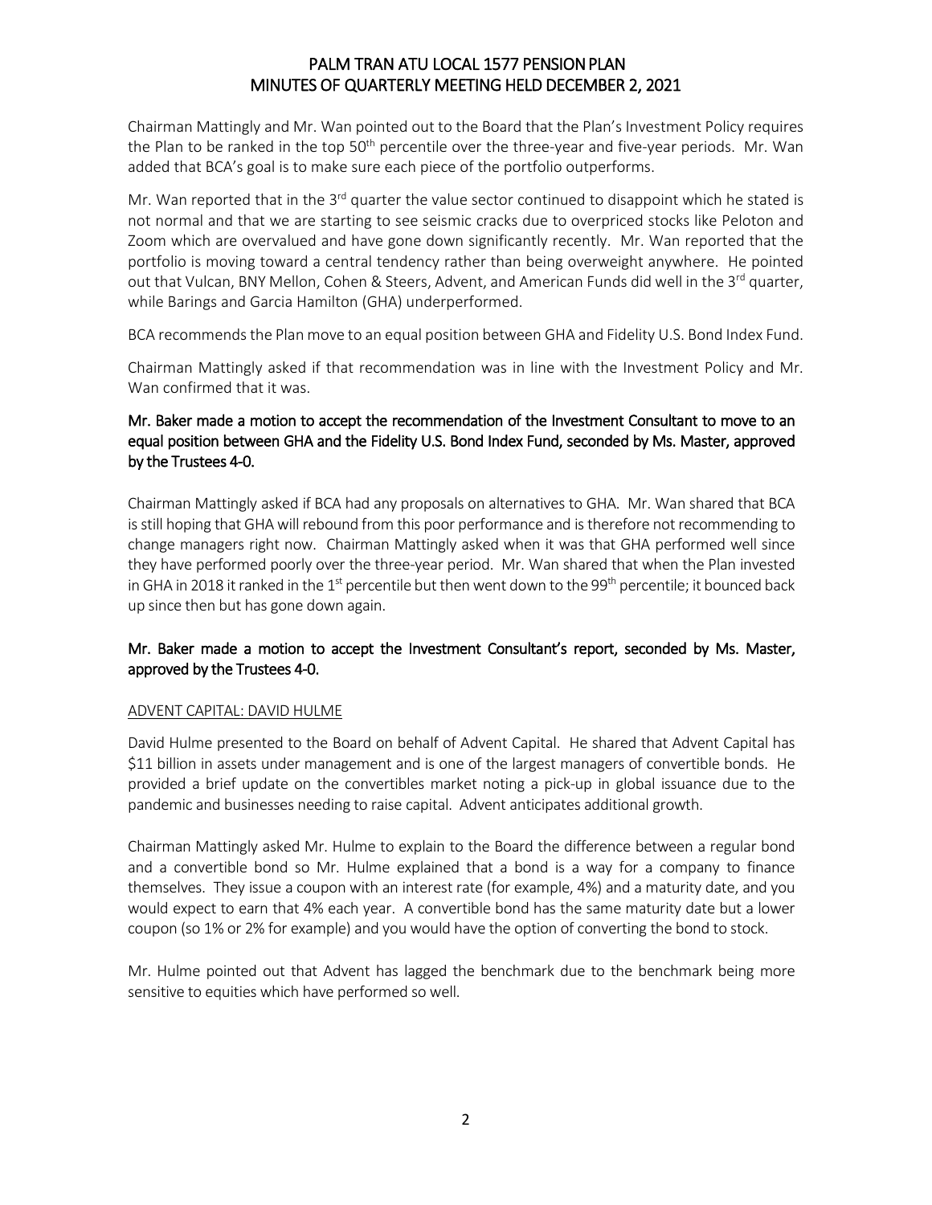Chairman Mattingly and Mr. Wan pointed out to the Board that the Plan's Investment Policy requires the Plan to be ranked in the top 50th percentile over the three-year and five-year periods. Mr. Wan added that BCA's goal is to make sure each piece of the portfolio outperforms.

Mr. Wan reported that in the 3rd quarter the value sector continued to disappoint which he stated is not normal and that we are starting to see seismic cracks due to overpriced stocks like Peloton and Zoom which are overvalued and have gone down significantly recently. Mr. Wan reported that the portfolio is moving toward a central tendency rather than being overweight anywhere. He pointed out that Vulcan, BNY Mellon, Cohen & Steers, Advent, and American Funds did well in the 3rd quarter, while Barings and Garcia Hamilton (GHA) underperformed.

BCA recommends the Plan move to an equal position between GHA and Fidelity U.S. Bond Index Fund.

Chairman Mattingly asked if that recommendation was in line with the Investment Policy and Mr. Wan confirmed that it was.

**Mr. Baker made a motion to accept the recommendation of the Investment Consultant to move to an equal position between GHA and the Fidelity U.S. Bond Index Fund, seconded by Ms. Master, approved by the Trustees 4-0.**

Chairman Mattingly asked if BCA had any proposals on alternatives to GHA. Mr. Wan shared that BCA is still hoping that GHA will rebound from this poor performance and is therefore not recommending to change managers right now. Chairman Mattingly asked when it was that GHA performed well since they have performed poorly over the three-year period. Mr. Wan shared that when the Plan invested in GHA in 2018 it ranked in the 1st percentile but then went down to the 99th percentile; it bounced back up since then but has gone down again.

**Mr. Baker made a motion to accept the Investment Consultant's report, seconded by Ms. Master, approved by the Trustees 4-0.**

ADVENT CAPITAL: DAVID HULME

David Hulme presented to the Board on behalf of Advent Capital. He shared that Advent Capital has $11 billion in assets under management and is one of the largest managers of convertible bonds. He provided a brief update on the convertibles market noting a pick-up in global issuance due to the pandemic and businesses needing to raise capital. Advent anticipates additional growth.

Chairman Mattingly asked Mr. Hulme to explain to the Board the difference between a regular bond and a convertible bond so Mr. Hulme explained that a bond is a way for a company to finance themselves. They issue a coupon with an interest rate (for example, 4%) and a maturity date, and you would expect to earn that 4% each year. A convertible bond has the same maturity date but a lower coupon (so 1% or 2% for example) and you would have the option of converting the bond to stock.

Mr. Hulme pointed out that Advent has lagged the benchmark due to the benchmark being more sensitive to equities which have performed so well.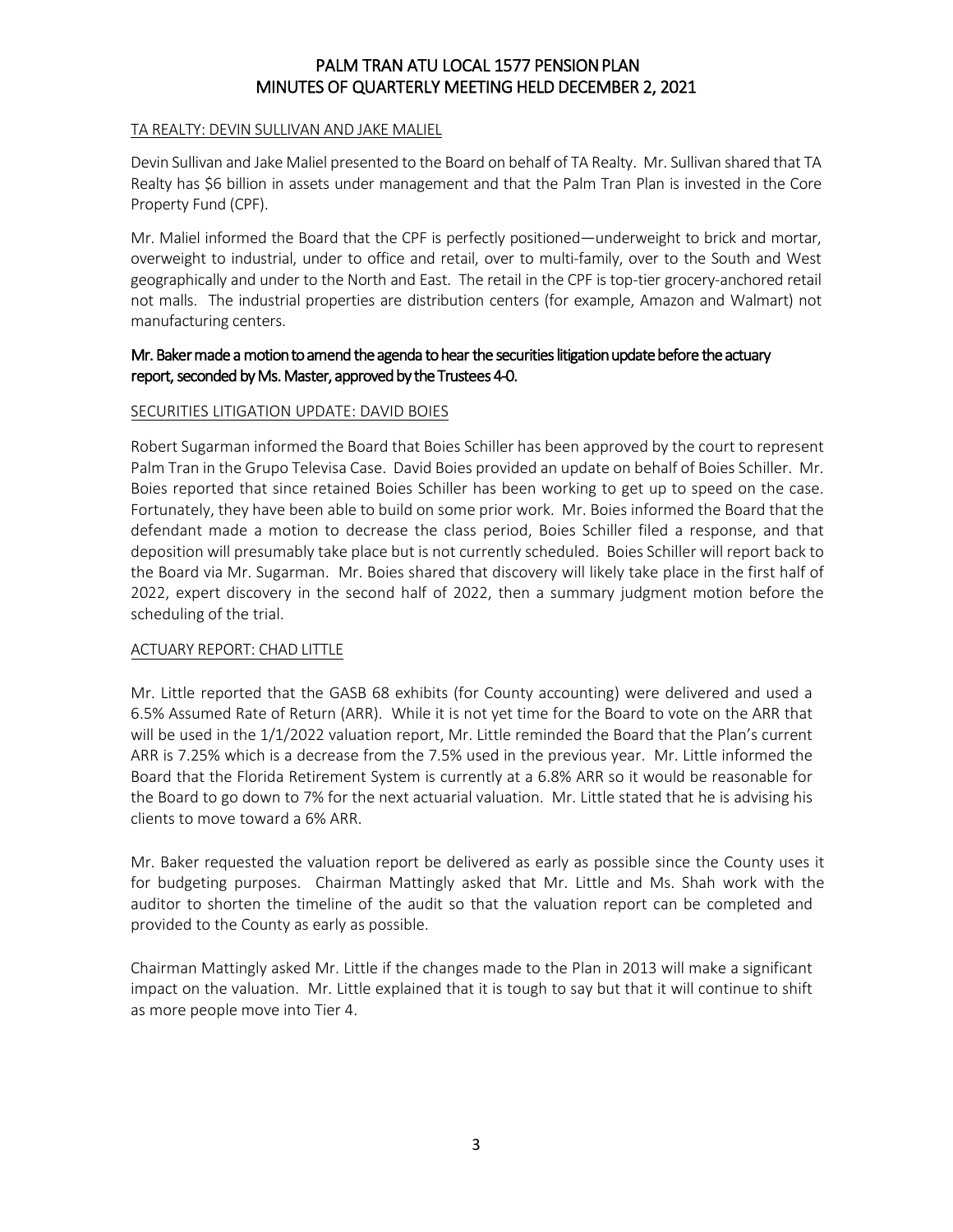TA REALTY: DEVIN SULLIVAN AND JAKE MALIEL

Devin Sullivan and Jake Maliel presented to the Board on behalf of TA Realty. Mr. Sullivan shared that TA Realty has $6 billion in assets under management and that the Palm Tran Plan is invested in the Core Property Fund (CPF).

Mr. Maliel informed the Board that the CPF is perfectly positioned—underweight to brick and mortar, overweight to industrial, under to office and retail, over to multi-family, over to the South and West geographically and under to the North and East. The retail in the CPF is top-tier grocery-anchored retail not malls. The industrial properties are distribution centers (for example, Amazon and Walmart) not manufacturing centers.

**Mr. Baker made a motion to amend the agenda to hear the securities litigation update before the actuary report, seconded by Ms. Master, approved by the Trustees 4-0.**

SECURITIES LITIGATION UPDATE: DAVID BOIES

Robert Sugarman informed the Board that Boies Schiller has been approved by the court to represent Palm Tran in the Grupo Televisa Case. David Boies provided an update on behalf of Boies Schiller. Mr. Boies reported that since retained Boies Schiller has been working to get up to speed on the case. Fortunately, they have been able to build on some prior work. Mr. Boies informed the Board that the defendant made a motion to decrease the class period, Boies Schiller filed a response, and that deposition will presumably take place but is not currently scheduled. Boies Schiller will report back to the Board via Mr. Sugarman. Mr. Boies shared that discovery will likely take place in the first half of 2022, expert discovery in the second half of 2022, then a summary judgment motion before the scheduling of the trial.

ACTUARY REPORT: CHAD LITTLE

Mr. Little reported that the GASB 68 exhibits (for County accounting) were delivered and used a 6.5% Assumed Rate of Return (ARR). While it is not yet time for the Board to vote on the ARR that will be used in the 1/1/2022 valuation report, Mr. Little reminded the Board that the Plan's current ARR is 7.25% which is a decrease from the 7.5% used in the previous year. Mr. Little informed the Board that the Florida Retirement System is currently at a 6.8% ARR so it would be reasonable for the Board to go down to 7% for the next actuarial valuation. Mr. Little stated that he is advising his clients to move toward a 6% ARR.

Mr. Baker requested the valuation report be delivered as early as possible since the County uses it for budgeting purposes. Chairman Mattingly asked that Mr. Little and Ms. Shah work with the auditor to shorten the timeline of the audit so that the valuation report can be completed and provided to the County as early as possible.

Chairman Mattingly asked Mr. Little if the changes made to the Plan in 2013 will make a significant impact on the valuation. Mr. Little explained that it is tough to say but that it will continue to shift as more people move into Tier 4.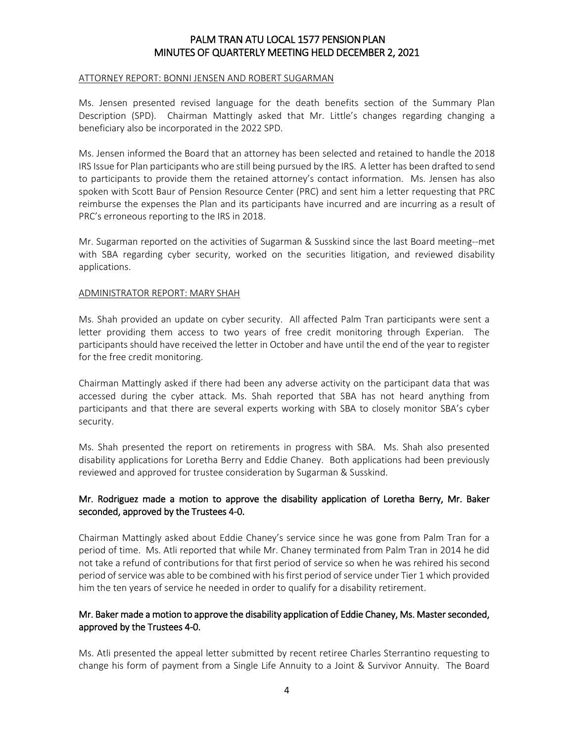ATTORNEY REPORT: BONNI JENSEN AND ROBERT SUGARMAN

Ms. Jensen presented revised language for the death benefits section of the Summary Plan Description (SPD). Chairman Mattingly asked that Mr. Little's changes regarding changing a beneficiary also be incorporated in the 2022 SPD.

Ms. Jensen informed the Board that an attorney has been selected and retained to handle the 2018 IRS Issue for Plan participants who are still being pursued by the IRS. A letter has been drafted to send to participants to provide them the retained attorney's contact information. Ms. Jensen has also spoken with Scott Baur of Pension Resource Center (PRC) and sent him a letter requesting that PRC reimburse the expenses the Plan and its participants have incurred and are incurring as a result of PRC's erroneous reporting to the IRS in 2018.

Mr. Sugarman reported on the activities of Sugarman & Susskind since the last Board meeting--met with SBA regarding cyber security, worked on the securities litigation, and reviewed disability applications.

ADMINISTRATOR REPORT: MARY SHAH

Ms. Shah provided an update on cyber security. All affected Palm Tran participants were sent a letter providing them access to two years of free credit monitoring through Experian. The participants should have received the letter in October and have until the end of the year to register for the free credit monitoring.

Chairman Mattingly asked if there had been any adverse activity on the participant data that was accessed during the cyber attack. Ms. Shah reported that SBA has not heard anything from participants and that there are several experts working with SBA to closely monitor SBA's cyber security.

Ms. Shah presented the report on retirements in progress with SBA. Ms. Shah also presented disability applications for Loretha Berry and Eddie Chaney. Both applications had been previously reviewed and approved for trustee consideration by Sugarman & Susskind.

**Mr. Rodriguez made a motion to approve the disability application of Loretha Berry, Mr. Baker seconded, approved by the Trustees 4-0.**

Chairman Mattingly asked about Eddie Chaney's service since he was gone from Palm Tran for a period of time. Ms. Atli reported that while Mr. Chaney terminated from Palm Tran in 2014 he did not take a refund of contributions for that first period of service so when he was rehired his second period of service was able to be combined with his first period of service under Tier 1 which provided him the ten years of service he needed in order to qualify for a disability retirement.

**Mr. Baker made a motion to approve the disability application of Eddie Chaney, Ms. Master seconded, approved by the Trustees 4-0.**

Ms. Atli presented the appeal letter submitted by recent retiree Charles Sterrantino requesting to change his form of payment from a Single Life Annuity to a Joint & Survivor Annuity. The Board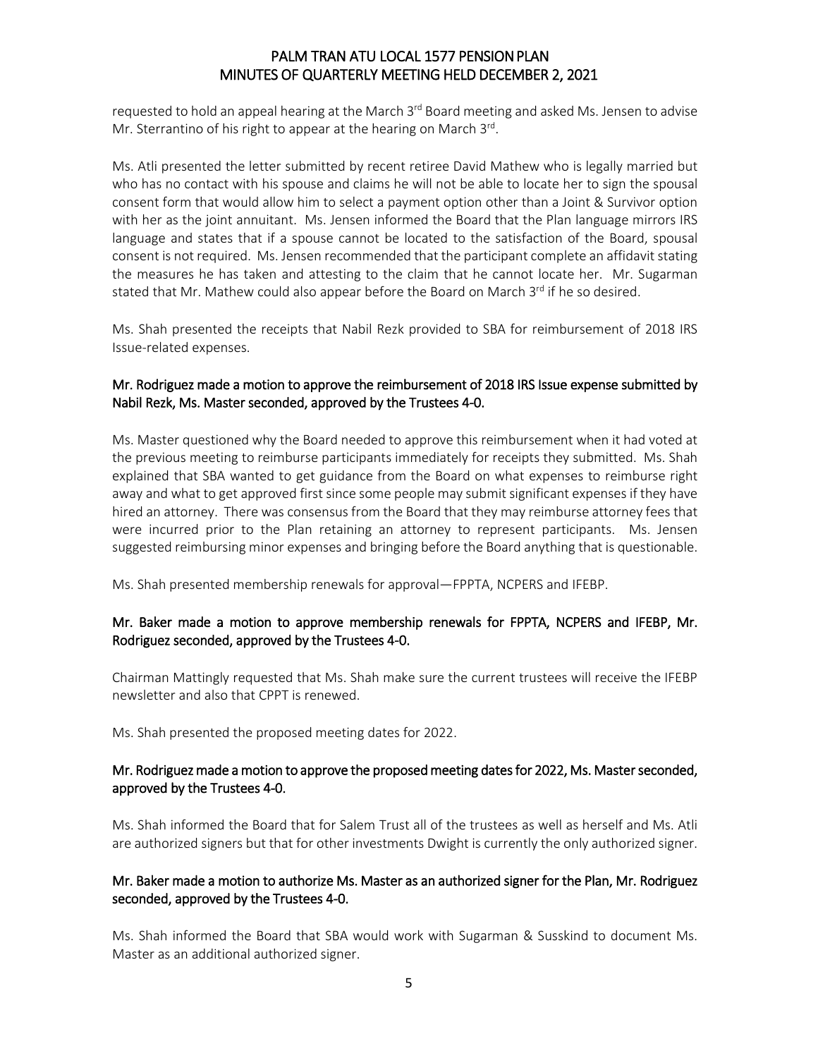requested to hold an appeal hearing at the March 3rd Board meeting and asked Ms. Jensen to advise Mr. Sterrantino of his right to appear at the hearing on March 3rd.

Ms. Atli presented the letter submitted by recent retiree David Mathew who is legally married but who has no contact with his spouse and claims he will not be able to locate her to sign the spousal consent form that would allow him to select a payment option other than a Joint & Survivor option with her as the joint annuitant. Ms. Jensen informed the Board that the Plan language mirrors IRS language and states that if a spouse cannot be located to the satisfaction of the Board, spousal consent is not required. Ms. Jensen recommended that the participant complete an affidavit stating the measures he has taken and attesting to the claim that he cannot locate her. Mr. Sugarman stated that Mr. Mathew could also appear before the Board on March 3rd if he so desired.

Ms. Shah presented the receipts that Nabil Rezk provided to SBA for reimbursement of 2018 IRS Issue-related expenses.

**Mr. Rodriguez made a motion to approve the reimbursement of 2018 IRS Issue expense submitted by Nabil Rezk, Ms. Master seconded, approved by the Trustees 4-0.**

Ms. Master questioned why the Board needed to approve this reimbursement when it had voted at the previous meeting to reimburse participants immediately for receipts they submitted. Ms. Shah explained that SBA wanted to get guidance from the Board on what expenses to reimburse right away and what to get approved first since some people may submit significant expenses if they have hired an attorney. There was consensus from the Board that they may reimburse attorney fees that were incurred prior to the Plan retaining an attorney to represent participants. Ms. Jensen suggested reimbursing minor expenses and bringing before the Board anything that is questionable.

Ms. Shah presented membership renewals for approval—FPPTA, NCPERS and IFEBP.

**Mr. Baker made a motion to approve membership renewals for FPPTA, NCPERS and IFEBP, Mr. Rodriguez seconded, approved by the Trustees 4-0.**

Chairman Mattingly requested that Ms. Shah make sure the current trustees will receive the IFEBP newsletter and also that CPPT is renewed.

Ms. Shah presented the proposed meeting dates for 2022.

**Mr. Rodriguez made a motion to approve the proposed meeting dates for 2022, Ms. Master seconded, approved by the Trustees 4-0.**

Ms. Shah informed the Board that for Salem Trust all of the trustees as well as herself and Ms. Atli are authorized signers but that for other investments Dwight is currently the only authorized signer.

**Mr. Baker made a motion to authorize Ms. Master as an authorized signer for the Plan, Mr. Rodriguez seconded, approved by the Trustees 4-0.**

Ms. Shah informed the Board that SBA would work with Sugarman & Susskind to document Ms. Master as an additional authorized signer.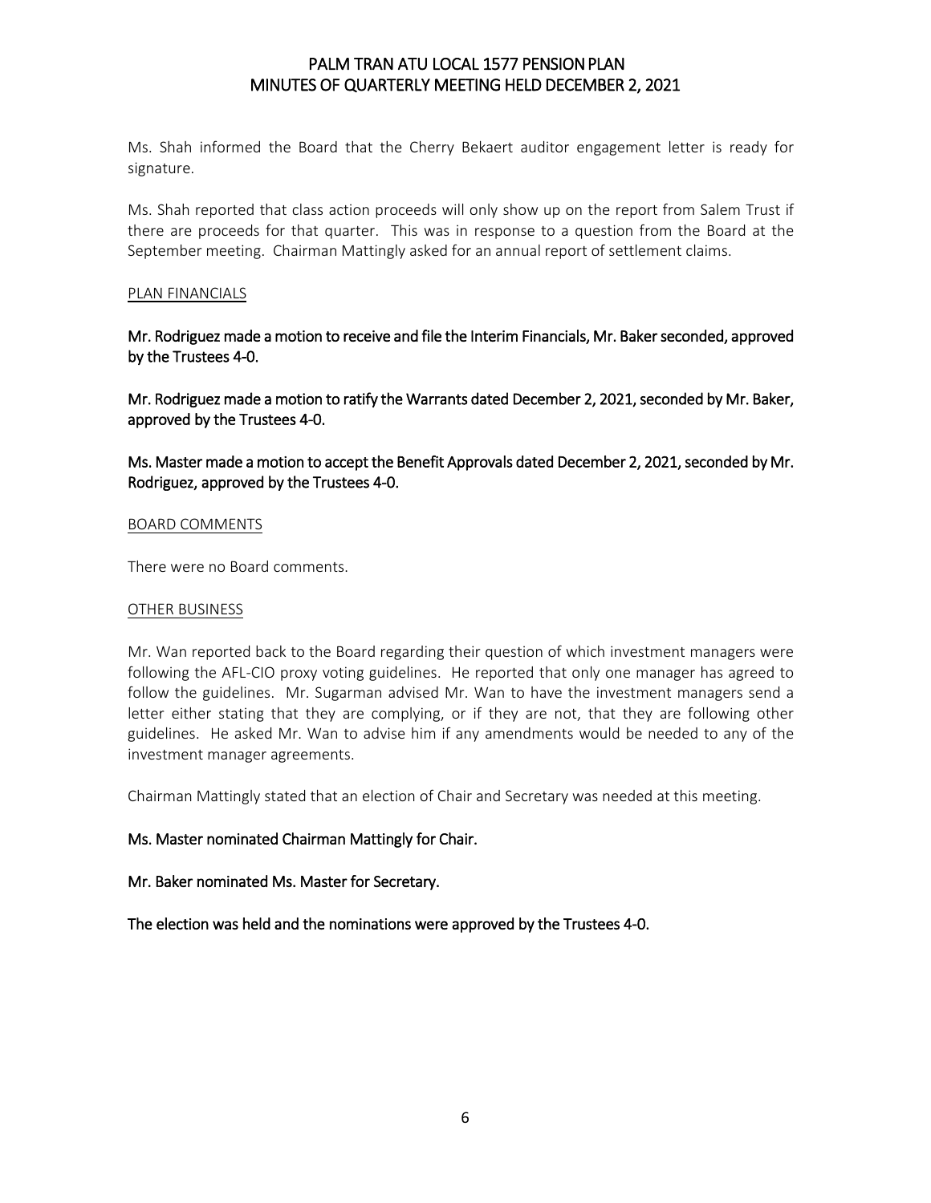Ms. Shah informed the Board that the Cherry Bekaert auditor engagement letter is ready for signature.

Ms. Shah reported that class action proceeds will only show up on the report from Salem Trust if there are proceeds for that quarter. This was in response to a question from the Board at the September meeting. Chairman Mattingly asked for an annual report of settlement claims.

PLAN FINANCIALS

**Mr. Rodriguez made a motion to receive and file the Interim Financials, Mr. Baker seconded, approved by the Trustees 4-0.**

**Mr. Rodriguez made a motion to ratify the Warrants dated December 2, 2021, seconded by Mr. Baker, approved by the Trustees 4-0.**

**Ms. Master made a motion to accept the Benefit Approvals dated December 2, 2021, seconded by Mr. Rodriguez, approved by the Trustees 4-0.**

BOARD COMMENTS

There were no Board comments.

OTHER BUSINESS

Mr. Wan reported back to the Board regarding their question of which investment managers were following the AFL-CIO proxy voting guidelines. He reported that only one manager has agreed to follow the guidelines. Mr. Sugarman advised Mr. Wan to have the investment managers send a letter either stating that they are complying, or if they are not, that they are following other guidelines. He asked Mr. Wan to advise him if any amendments would be needed to any of the investment manager agreements.

Chairman Mattingly stated that an election of Chair and Secretary was needed at this meeting.

**Ms. Master nominated Chairman Mattingly for Chair.**

**Mr. Baker nominated Ms. Master for Secretary.**

**The election was held and the nominations were approved by the Trustees 4-0.**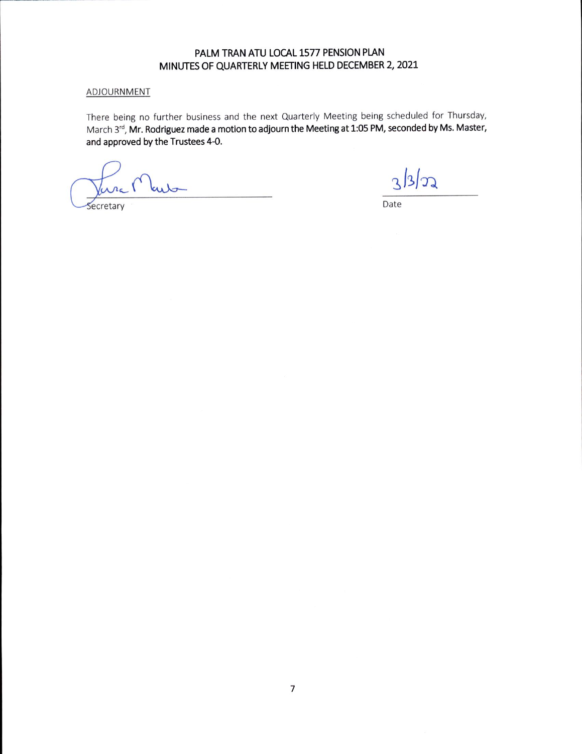PALM TRAN ATU LOCAL 1577 PENSION PLAN
MINUTES OF QUARTERLY MEETING HELD DECEMBER 2, 2021

ADJOURNMENT

There being no further business and the next Quarterly Meeting being scheduled for Thursday, March 3rd, Mr. Rodriguez made a motion to adjourn the Meeting at 1:05 PM, seconded by Ms. Master, and approved by the Trustees 4-0.

Secretary

3/3/22
Date